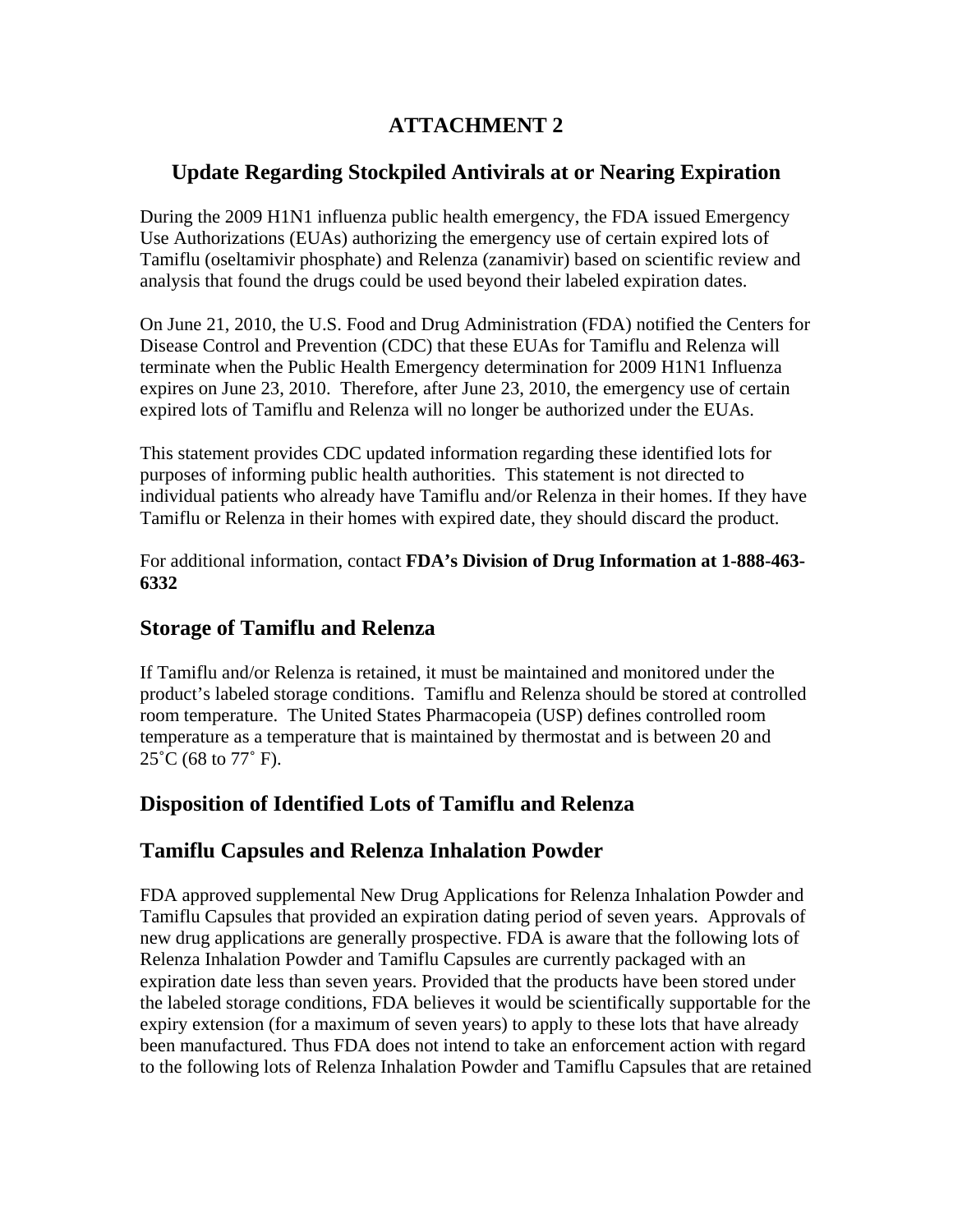# ATTACHMENT 2

## Update Regarding Stockpiled Antivirals at or Nearing Expiration

During the 2009 H1N1 influenza public health emergency, the FDA issued Emergency Use Authorizations (EUAs) authorizing the emergency use of certain expired lots of Tamiflu (oseltamivir phosphate) and Relenza (zanamivir) based on scientific review and analysis that found the drugs could be used beyond their labeled expiration dates.

On June 21, 2010, the U.S. Food and Drug Administration (FDA) notified the Centers for Disease Control and Prevention (CDC) that these EUAs for Tamiflu and Relenza will terminate when the Public Health Emergency determination for 2009 H1N1 Influenza expires on June 23, 2010. Therefore, after June 23, 2010, the emergency use of certain expired lots of Tamiflu and Relenza will no longer be authorized under the EUAs.

This statement provides CDC updated information regarding these identified lots for purposes of informing public health authorities. This statement is not directed to individual patients who already have Tamiflu and/or Relenza in their homes. If they have Tamiflu or Relenza in their homes with expired date, they should discard the product.

For additional information, contact **FDA's Division of Drug Information at 1-888-463-6332**

## Storage of Tamiflu and Relenza

If Tamiflu and/or Relenza is retained, it must be maintained and monitored under the product's labeled storage conditions. Tamiflu and Relenza should be stored at controlled room temperature. The United States Pharmacopeia (USP) defines controlled room temperature as a temperature that is maintained by thermostat and is between 20 and 25˚C (68 to 77˚ F).

## Disposition of Identified Lots of Tamiflu and Relenza

## Tamiflu Capsules and Relenza Inhalation Powder

FDA approved supplemental New Drug Applications for Relenza Inhalation Powder and Tamiflu Capsules that provided an expiration dating period of seven years. Approvals of new drug applications are generally prospective. FDA is aware that the following lots of Relenza Inhalation Powder and Tamiflu Capsules are currently packaged with an expiration date less than seven years. Provided that the products have been stored under the labeled storage conditions, FDA believes it would be scientifically supportable for the expiry extension (for a maximum of seven years) to apply to these lots that have already been manufactured. Thus FDA does not intend to take an enforcement action with regard to the following lots of Relenza Inhalation Powder and Tamiflu Capsules that are retained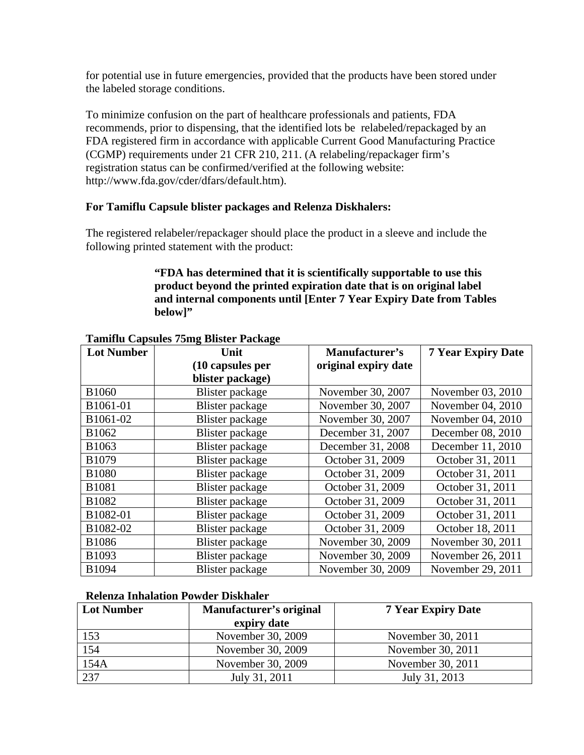for potential use in future emergencies, provided that the products have been stored under the labeled storage conditions.

To minimize confusion on the part of healthcare professionals and patients, FDA recommends, prior to dispensing, that the identified lots be relabeled/repackaged by an FDA registered firm in accordance with applicable Current Good Manufacturing Practice (CGMP) requirements under 21 CFR 210, 211. (A relabeling/repackager firm's registration status can be confirmed/verified at the following website: http://www.fda.gov/cder/dfars/default.htm).

**For Tamiflu Capsule blister packages and Relenza Diskhalers:**

The registered relabeler/repackager should place the product in a sleeve and include the following printed statement with the product:

> **"FDA has determined that it is scientifically supportable to use this product beyond the printed expiration date that is on original label and internal components until [Enter 7 Year Expiry Date from Tables below]"**

**Tamiflu Capsules 75mg Blister Package**

| Lot Number | Unit (10 capsules per blister package) | Manufacturer's original expiry date | 7 Year Expiry Date |
|---|---|---|---|
| B1060 | Blister package | November 30, 2007 | November 03, 2010 |
| B1061-01 | Blister package | November 30, 2007 | November 04, 2010 |
| B1061-02 | Blister package | November 30, 2007 | November 04, 2010 |
| B1062 | Blister package | December 31, 2007 | December 08, 2010 |
| B1063 | Blister package | December 31, 2008 | December 11, 2010 |
| B1079 | Blister package | October 31, 2009 | October 31, 2011 |
| B1080 | Blister package | October 31, 2009 | October 31, 2011 |
| B1081 | Blister package | October 31, 2009 | October 31, 2011 |
| B1082 | Blister package | October 31, 2009 | October 31, 2011 |
| B1082-01 | Blister package | October 31, 2009 | October 31, 2011 |
| B1082-02 | Blister package | October 31, 2009 | October 18, 2011 |
| B1086 | Blister package | November 30, 2009 | November 30, 2011 |
| B1093 | Blister package | November 30, 2009 | November 26, 2011 |
| B1094 | Blister package | November 30, 2009 | November 29, 2011 |

**Relenza Inhalation Powder Diskhaler**

| Lot Number | Manufacturer's original expiry date | 7 Year Expiry Date |
|---|---|---|
| 153 | November 30, 2009 | November 30, 2011 |
| 154 | November 30, 2009 | November 30, 2011 |
| 154A | November 30, 2009 | November 30, 2011 |
| 237 | July 31, 2011 | July 31, 2013 |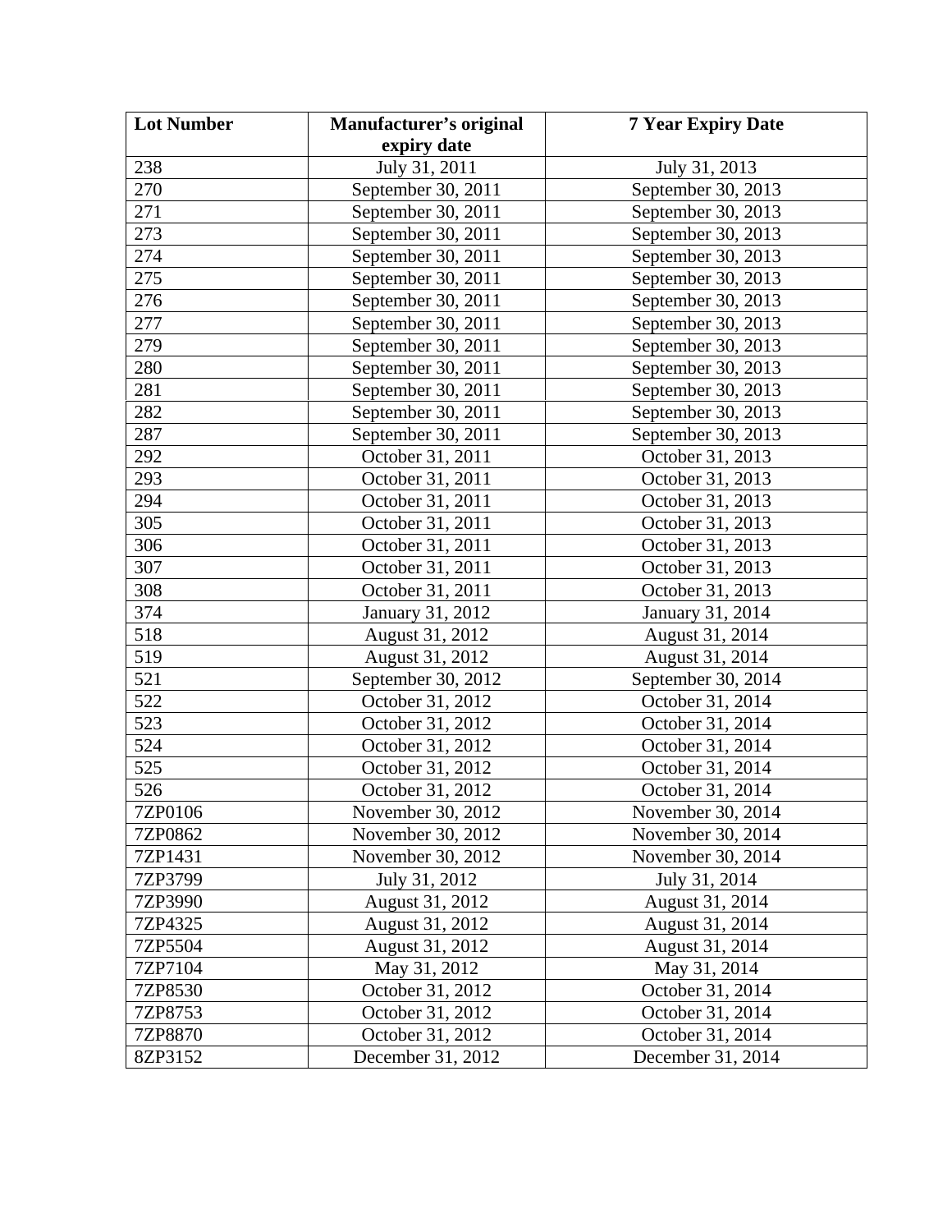| Lot Number | Manufacturer's original expiry date | 7 Year Expiry Date |
| --- | --- | --- |
| 238 | July 31, 2011 | July 31, 2013 |
| 270 | September 30, 2011 | September 30, 2013 |
| 271 | September 30, 2011 | September 30, 2013 |
| 273 | September 30, 2011 | September 30, 2013 |
| 274 | September 30, 2011 | September 30, 2013 |
| 275 | September 30, 2011 | September 30, 2013 |
| 276 | September 30, 2011 | September 30, 2013 |
| 277 | September 30, 2011 | September 30, 2013 |
| 279 | September 30, 2011 | September 30, 2013 |
| 280 | September 30, 2011 | September 30, 2013 |
| 281 | September 30, 2011 | September 30, 2013 |
| 282 | September 30, 2011 | September 30, 2013 |
| 287 | September 30, 2011 | September 30, 2013 |
| 292 | October 31, 2011 | October 31, 2013 |
| 293 | October 31, 2011 | October 31, 2013 |
| 294 | October 31, 2011 | October 31, 2013 |
| 305 | October 31, 2011 | October 31, 2013 |
| 306 | October 31, 2011 | October 31, 2013 |
| 307 | October 31, 2011 | October 31, 2013 |
| 308 | October 31, 2011 | October 31, 2013 |
| 374 | January 31, 2012 | January 31, 2014 |
| 518 | August 31, 2012 | August 31, 2014 |
| 519 | August 31, 2012 | August 31, 2014 |
| 521 | September 30, 2012 | September 30, 2014 |
| 522 | October 31, 2012 | October 31, 2014 |
| 523 | October 31, 2012 | October 31, 2014 |
| 524 | October 31, 2012 | October 31, 2014 |
| 525 | October 31, 2012 | October 31, 2014 |
| 526 | October 31, 2012 | October 31, 2014 |
| 7ZP0106 | November 30, 2012 | November 30, 2014 |
| 7ZP0862 | November 30, 2012 | November 30, 2014 |
| 7ZP1431 | November 30, 2012 | November 30, 2014 |
| 7ZP3799 | July 31, 2012 | July 31, 2014 |
| 7ZP3990 | August 31, 2012 | August 31, 2014 |
| 7ZP4325 | August 31, 2012 | August 31, 2014 |
| 7ZP5504 | August 31, 2012 | August 31, 2014 |
| 7ZP7104 | May 31, 2012 | May 31, 2014 |
| 7ZP8530 | October 31, 2012 | October 31, 2014 |
| 7ZP8753 | October 31, 2012 | October 31, 2014 |
| 7ZP8870 | October 31, 2012 | October 31, 2014 |
| 8ZP3152 | December 31, 2012 | December 31, 2014 |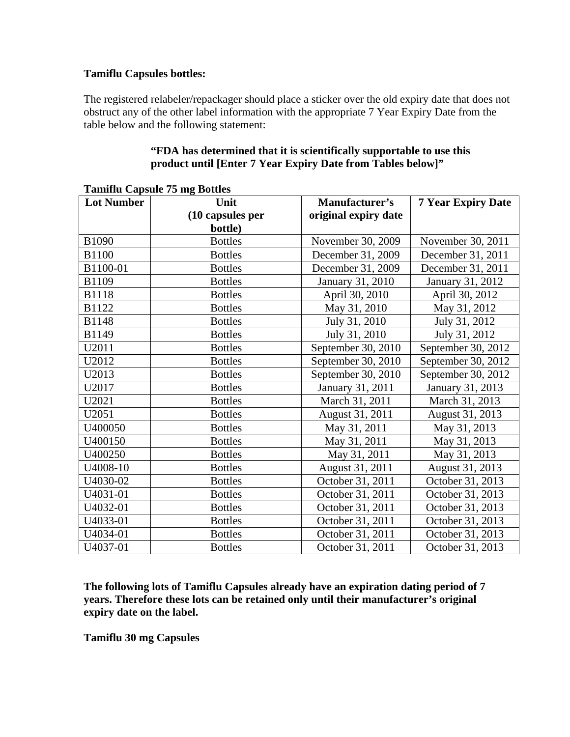**Tamiflu Capsules bottles:**

The registered relabeler/repackager should place a sticker over the old expiry date that does not obstruct any of the other label information with the appropriate 7 Year Expiry Date from the table below and the following statement:

> **"FDA has determined that it is scientifically supportable to use this product until [Enter 7 Year Expiry Date from Tables below]"**

**Tamiflu Capsule 75 mg Bottles**

| Lot Number | Unit (10 capsules per bottle) | Manufacturer's original expiry date | 7 Year Expiry Date |
|---|---|---|---|
| B1090 | Bottles | November 30, 2009 | November 30, 2011 |
| B1100 | Bottles | December 31, 2009 | December 31, 2011 |
| B1100-01 | Bottles | December 31, 2009 | December 31, 2011 |
| B1109 | Bottles | January 31, 2010 | January 31, 2012 |
| B1118 | Bottles | April 30, 2010 | April 30, 2012 |
| B1122 | Bottles | May 31, 2010 | May 31, 2012 |
| B1148 | Bottles | July 31, 2010 | July 31, 2012 |
| B1149 | Bottles | July 31, 2010 | July 31, 2012 |
| U2011 | Bottles | September 30, 2010 | September 30, 2012 |
| U2012 | Bottles | September 30, 2010 | September 30, 2012 |
| U2013 | Bottles | September 30, 2010 | September 30, 2012 |
| U2017 | Bottles | January 31, 2011 | January 31, 2013 |
| U2021 | Bottles | March 31, 2011 | March 31, 2013 |
| U2051 | Bottles | August 31, 2011 | August 31, 2013 |
| U400050 | Bottles | May 31, 2011 | May 31, 2013 |
| U400150 | Bottles | May 31, 2011 | May 31, 2013 |
| U400250 | Bottles | May 31, 2011 | May 31, 2013 |
| U4008-10 | Bottles | August 31, 2011 | August 31, 2013 |
| U4030-02 | Bottles | October 31, 2011 | October 31, 2013 |
| U4031-01 | Bottles | October 31, 2011 | October 31, 2013 |
| U4032-01 | Bottles | October 31, 2011 | October 31, 2013 |
| U4033-01 | Bottles | October 31, 2011 | October 31, 2013 |
| U4034-01 | Bottles | October 31, 2011 | October 31, 2013 |
| U4037-01 | Bottles | October 31, 2011 | October 31, 2013 |

**The following lots of Tamiflu Capsules already have an expiration dating period of 7 years. Therefore these lots can be retained only until their manufacturer's original expiry date on the label.**

**Tamiflu 30 mg Capsules**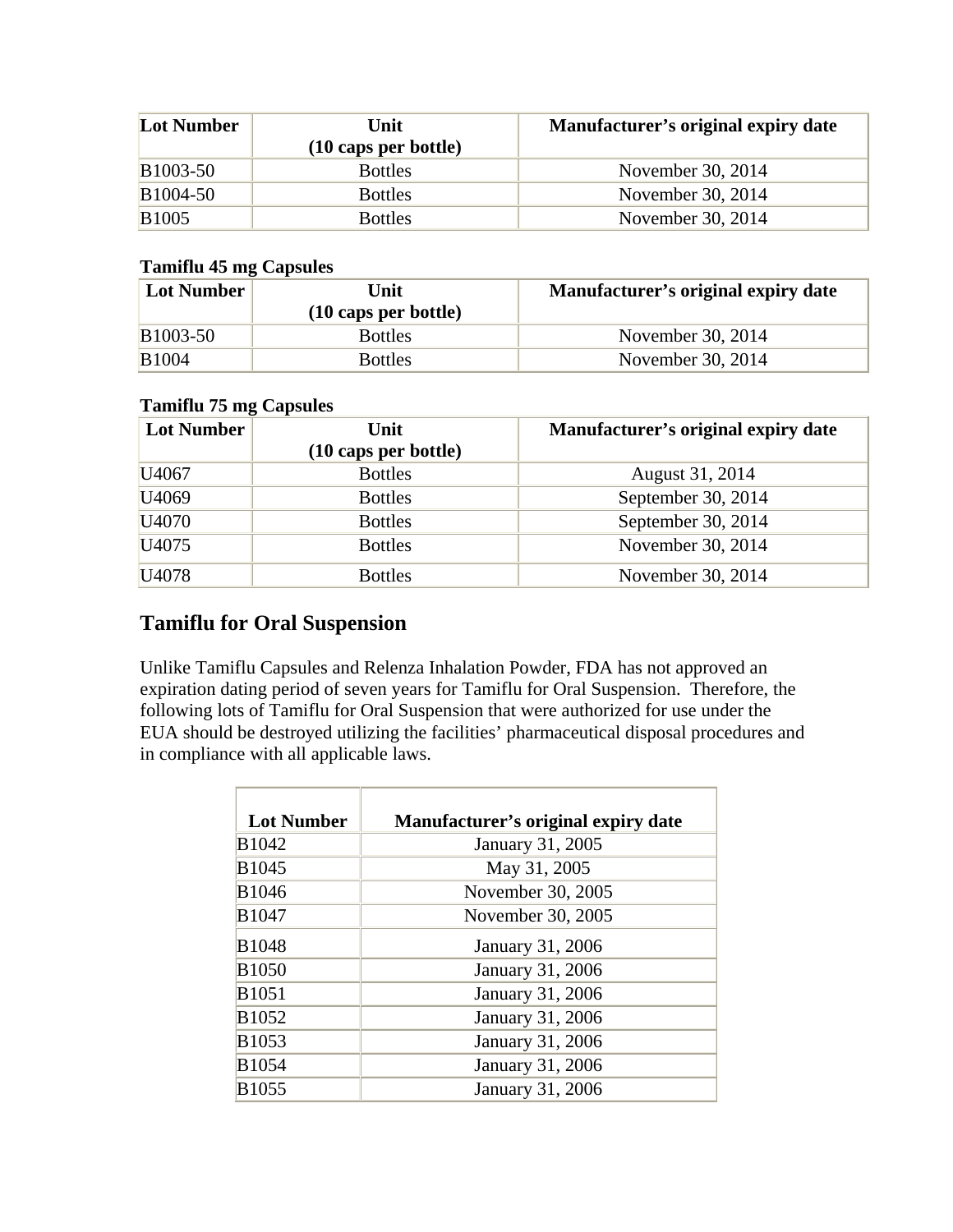| Lot Number | Unit (10 caps per bottle) | Manufacturer's original expiry date |
|---|---|---|
| B1003-50 | Bottles | November 30, 2014 |
| B1004-50 | Bottles | November 30, 2014 |
| B1005 | Bottles | November 30, 2014 |

**Tamiflu 45 mg Capsules**

| Lot Number | Unit (10 caps per bottle) | Manufacturer's original expiry date |
|---|---|---|
| B1003-50 | Bottles | November 30, 2014 |
| B1004 | Bottles | November 30, 2014 |

**Tamiflu 75 mg Capsules**

| Lot Number | Unit (10 caps per bottle) | Manufacturer's original expiry date |
|---|---|---|
| U4067 | Bottles | August 31, 2014 |
| U4069 | Bottles | September 30, 2014 |
| U4070 | Bottles | September 30, 2014 |
| U4075 | Bottles | November 30, 2014 |
| U4078 | Bottles | November 30, 2014 |

## Tamiflu for Oral Suspension

Unlike Tamiflu Capsules and Relenza Inhalation Powder, FDA has not approved an expiration dating period of seven years for Tamiflu for Oral Suspension. Therefore, the following lots of Tamiflu for Oral Suspension that were authorized for use under the EUA should be destroyed utilizing the facilities' pharmaceutical disposal procedures and in compliance with all applicable laws.

| Lot Number | Manufacturer's original expiry date |
|---|---|
| B1042 | January 31, 2005 |
| B1045 | May 31, 2005 |
| B1046 | November 30, 2005 |
| B1047 | November 30, 2005 |
| B1048 | January 31, 2006 |
| B1050 | January 31, 2006 |
| B1051 | January 31, 2006 |
| B1052 | January 31, 2006 |
| B1053 | January 31, 2006 |
| B1054 | January 31, 2006 |
| B1055 | January 31, 2006 |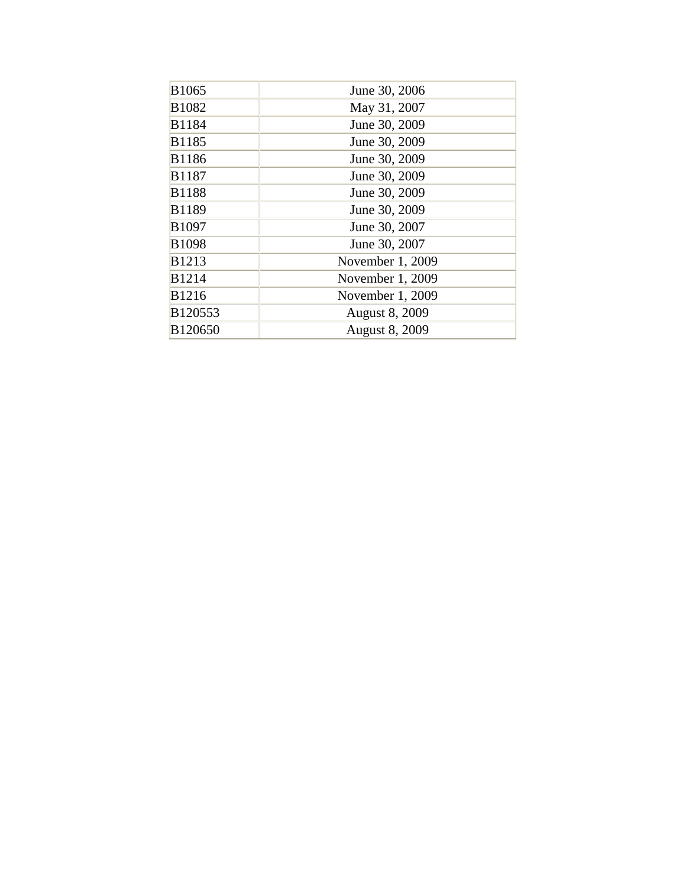| | |
|---|---|
| B1065 | June 30, 2006 |
| B1082 | May 31, 2007 |
| B1184 | June 30, 2009 |
| B1185 | June 30, 2009 |
| B1186 | June 30, 2009 |
| B1187 | June 30, 2009 |
| B1188 | June 30, 2009 |
| B1189 | June 30, 2009 |
| B1097 | June 30, 2007 |
| B1098 | June 30, 2007 |
| B1213 | November 1, 2009 |
| B1214 | November 1, 2009 |
| B1216 | November 1, 2009 |
| B120553 | August 8, 2009 |
| B120650 | August 8, 2009 |